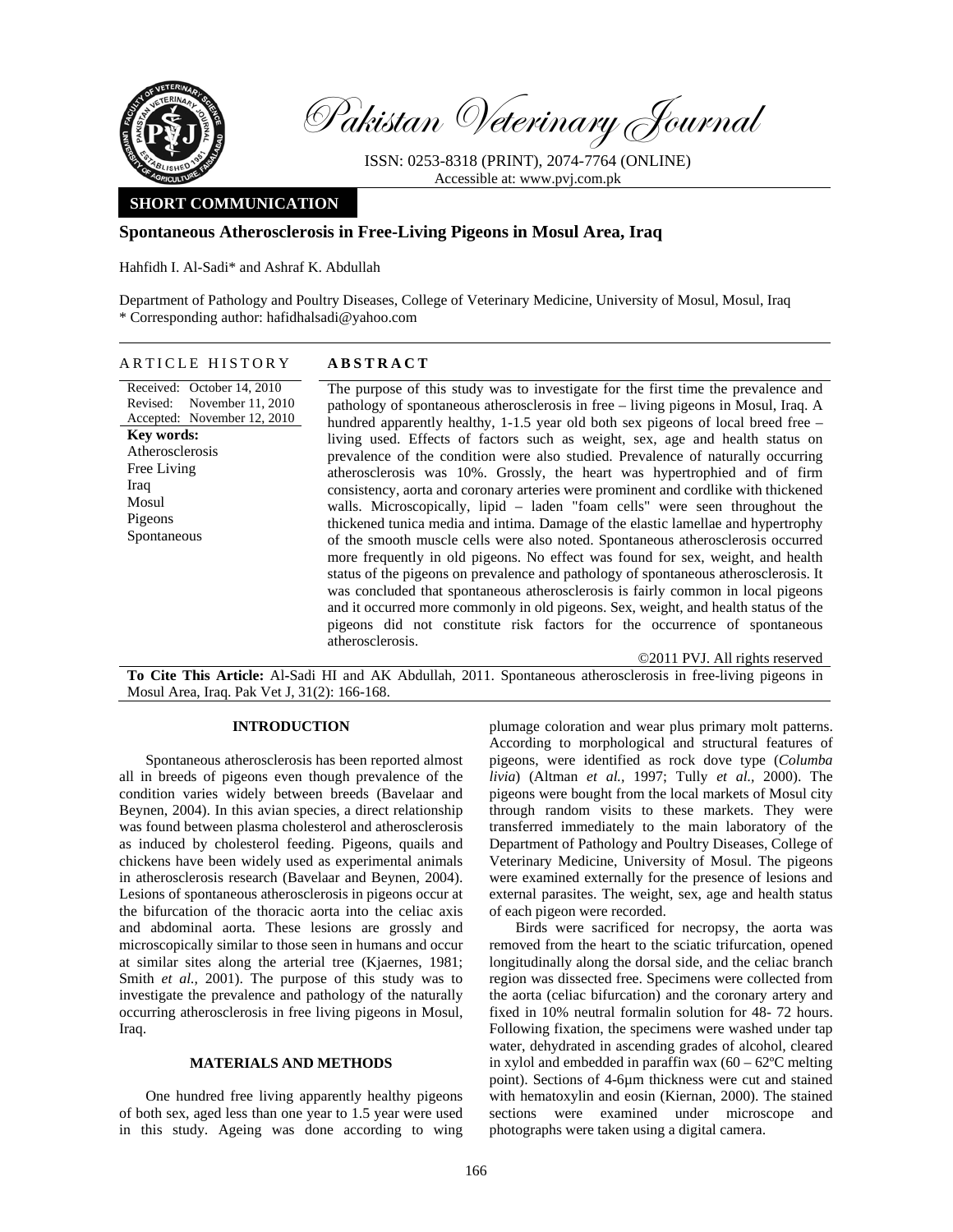# Pakistan Veterinary Journal

ISSN: 0253-8318 (PRINT), 2074-7764 (ONLINE)
Accessible at: www.pvj.com.pk

**SHORT COMMUNICATION**

## Spontaneous Atherosclerosis in Free-Living Pigeons in Mosul Area, Iraq

Hahfidh I. Al-Sadi* and Ashraf K. Abdullah

Department of Pathology and Poultry Diseases, College of Veterinary Medicine, University of Mosul, Mosul, Iraq
* Corresponding author: hafidhalsadi@yahoo.com

### ARTICLE HISTORY

Received: October 14, 2010
Revised: November 11, 2010
Accepted: November 12, 2010

**Key words:**
Atherosclerosis
Free Living
Iraq
Mosul
Pigeons
Spontaneous

### ABSTRACT

The purpose of this study was to investigate for the first time the prevalence and pathology of spontaneous atherosclerosis in free – living pigeons in Mosul, Iraq. A hundred apparently healthy, 1-1.5 year old both sex pigeons of local breed free – living used. Effects of factors such as weight, sex, age and health status on prevalence of the condition were also studied. Prevalence of naturally occurring atherosclerosis was 10%. Grossly, the heart was hypertrophied and of firm consistency, aorta and coronary arteries were prominent and cordlike with thickened walls. Microscopically, lipid – laden "foam cells" were seen throughout the thickened tunica media and intima. Damage of the elastic lamellae and hypertrophy of the smooth muscle cells were also noted. Spontaneous atherosclerosis occurred more frequently in old pigeons. No effect was found for sex, weight, and health status of the pigeons on prevalence and pathology of spontaneous atherosclerosis. It was concluded that spontaneous atherosclerosis is fairly common in local pigeons and it occurred more commonly in old pigeons. Sex, weight, and health status of the pigeons did not constitute risk factors for the occurrence of spontaneous atherosclerosis.

©2011 PVJ. All rights reserved

**To Cite This Article:** Al-Sadi HI and AK Abdullah, 2011. Spontaneous atherosclerosis in free-living pigeons in Mosul Area, Iraq. Pak Vet J, 31(2): 166-168.

## INTRODUCTION

Spontaneous atherosclerosis has been reported almost all in breeds of pigeons even though prevalence of the condition varies widely between breeds (Bavelaar and Beynen, 2004). In this avian species, a direct relationship was found between plasma cholesterol and atherosclerosis as induced by cholesterol feeding. Pigeons, quails and chickens have been widely used as experimental animals in atherosclerosis research (Bavelaar and Beynen, 2004). Lesions of spontaneous atherosclerosis in pigeons occur at the bifurcation of the thoracic aorta into the celiac axis and abdominal aorta. These lesions are grossly and microscopically similar to those seen in humans and occur at similar sites along the arterial tree (Kjaernes, 1981; Smith *et al.,* 2001). The purpose of this study was to investigate the prevalence and pathology of the naturally occurring atherosclerosis in free living pigeons in Mosul, Iraq.

## MATERIALS AND METHODS

One hundred free living apparently healthy pigeons of both sex, aged less than one year to 1.5 year were used in this study. Ageing was done according to wing plumage coloration and wear plus primary molt patterns. According to morphological and structural features of pigeons, were identified as rock dove type (*Columba livia*) (Altman *et al.,* 1997; Tully *et al.,* 2000). The pigeons were bought from the local markets of Mosul city through random visits to these markets. They were transferred immediately to the main laboratory of the Department of Pathology and Poultry Diseases, College of Veterinary Medicine, University of Mosul. The pigeons were examined externally for the presence of lesions and external parasites. The weight, sex, age and health status of each pigeon were recorded.

Birds were sacrificed for necropsy, the aorta was removed from the heart to the sciatic trifurcation, opened longitudinally along the dorsal side, and the celiac branch region was dissected free. Specimens were collected from the aorta (celiac bifurcation) and the coronary artery and fixed in 10% neutral formalin solution for 48- 72 hours. Following fixation, the specimens were washed under tap water, dehydrated in ascending grades of alcohol, cleared in xylol and embedded in paraffin wax (60 – 62ºC melting point). Sections of 4-6µm thickness were cut and stained with hematoxylin and eosin (Kiernan, 2000). The stained sections were examined under microscope and photographs were taken using a digital camera.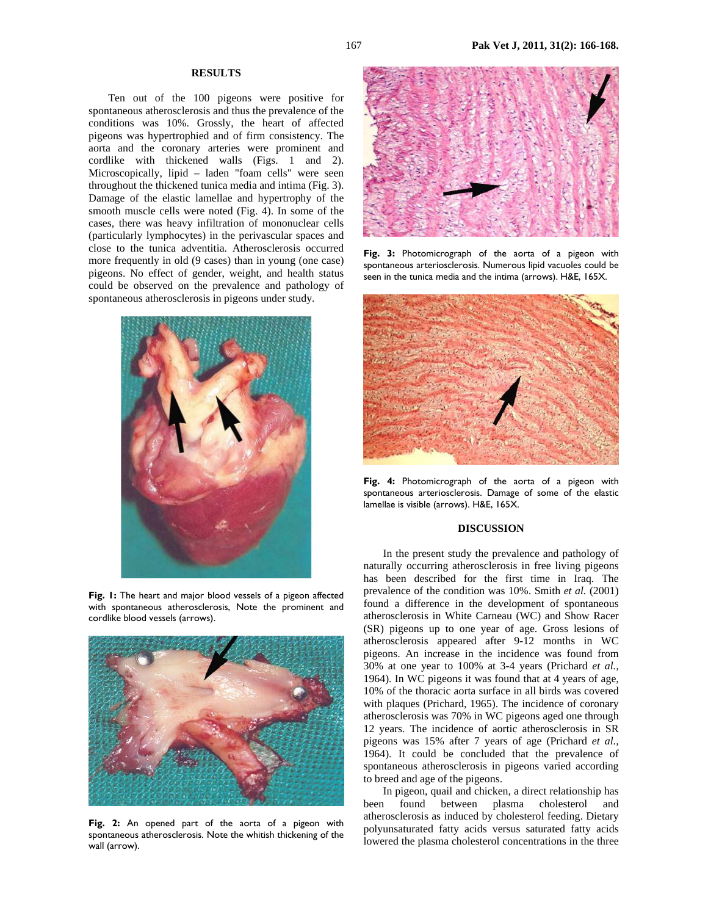## RESULTS

Ten out of the 100 pigeons were positive for spontaneous atherosclerosis and thus the prevalence of the conditions was 10%. Grossly, the heart of affected pigeons was hypertrophied and of firm consistency. The aorta and the coronary arteries were prominent and cordlike with thickened walls (Figs. 1 and 2). Microscopically, lipid – laden "foam cells" were seen throughout the thickened tunica media and intima (Fig. 3). Damage of the elastic lamellae and hypertrophy of the smooth muscle cells were noted (Fig. 4). In some of the cases, there was heavy infiltration of mononuclear cells (particularly lymphocytes) in the perivascular spaces and close to the tunica adventitia. Atherosclerosis occurred more frequently in old (9 cases) than in young (one case) pigeons. No effect of gender, weight, and health status could be observed on the prevalence and pathology of spontaneous atherosclerosis in pigeons under study.

**Fig. 1:** The heart and major blood vessels of a pigeon affected with spontaneous atherosclerosis, Note the prominent and cordlike blood vessels (arrows).

**Fig. 2:** An opened part of the aorta of a pigeon with spontaneous atherosclerosis. Note the whitish thickening of the wall (arrow).

**Fig. 3:** Photomicrograph of the aorta of a pigeon with spontaneous arteriosclerosis. Numerous lipid vacuoles could be seen in the tunica media and the intima (arrows). H&E, 165X.

**Fig. 4:** Photomicrograph of the aorta of a pigeon with spontaneous arteriosclerosis. Damage of some of the elastic lamellae is visible (arrows). H&E, 165X.

## DISCUSSION

In the present study the prevalence and pathology of naturally occurring atherosclerosis in free living pigeons has been described for the first time in Iraq. The prevalence of the condition was 10%. Smith *et al.* (2001) found a difference in the development of spontaneous atherosclerosis in White Carneau (WC) and Show Racer (SR) pigeons up to one year of age. Gross lesions of atherosclerosis appeared after 9-12 months in WC pigeons. An increase in the incidence was found from 30% at one year to 100% at 3-4 years (Prichard *et al.*, 1964). In WC pigeons it was found that at 4 years of age, 10% of the thoracic aorta surface in all birds was covered with plaques (Prichard, 1965). The incidence of coronary atherosclerosis was 70% in WC pigeons aged one through 12 years. The incidence of aortic atherosclerosis in SR pigeons was 15% after 7 years of age (Prichard *et al.*, 1964). It could be concluded that the prevalence of spontaneous atherosclerosis in pigeons varied according to breed and age of the pigeons.

In pigeon, quail and chicken, a direct relationship has been found between plasma cholesterol and atherosclerosis as induced by cholesterol feeding. Dietary polyunsaturated fatty acids versus saturated fatty acids lowered the plasma cholesterol concentrations in the three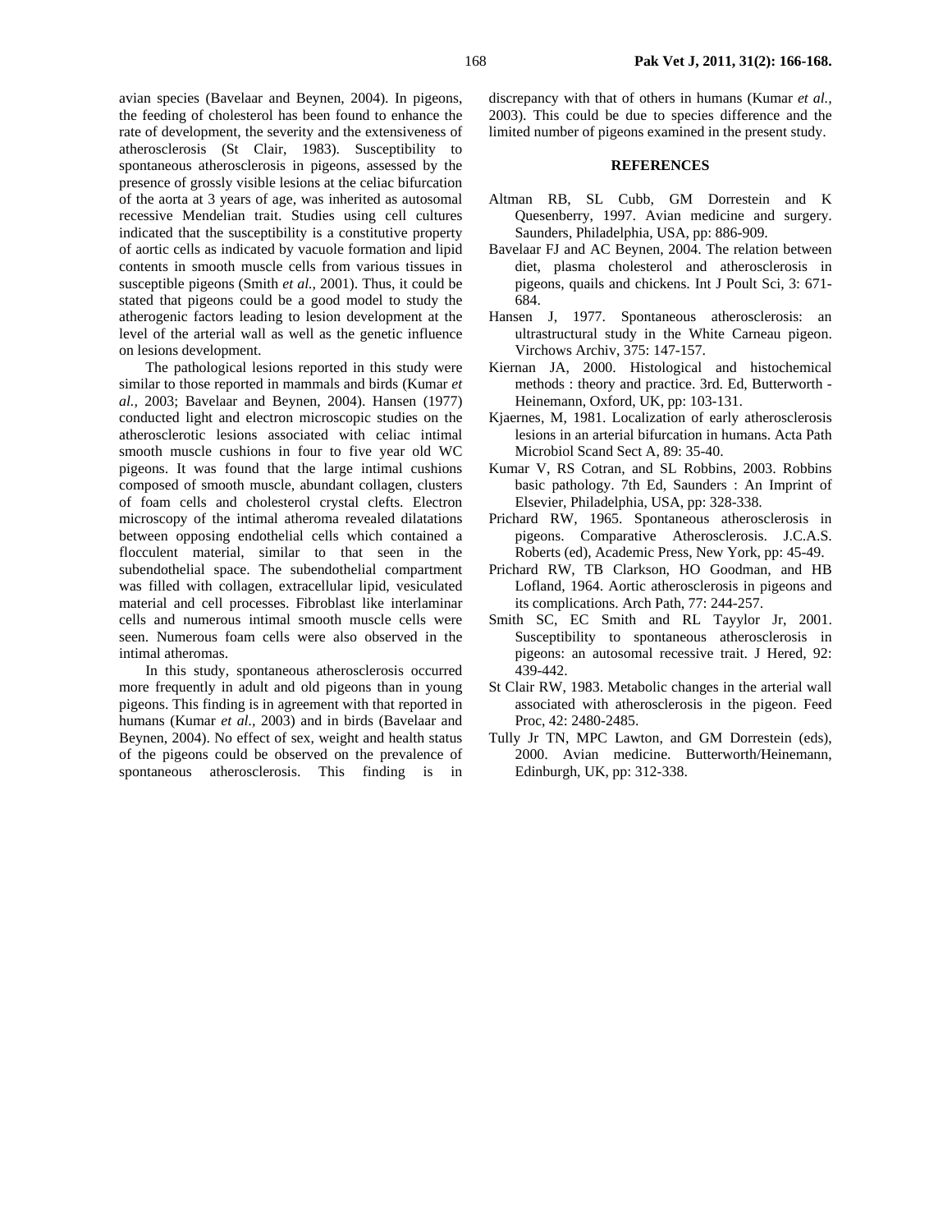avian species (Bavelaar and Beynen, 2004). In pigeons, the feeding of cholesterol has been found to enhance the rate of development, the severity and the extensiveness of atherosclerosis (St Clair, 1983). Susceptibility to spontaneous atherosclerosis in pigeons, assessed by the presence of grossly visible lesions at the celiac bifurcation of the aorta at 3 years of age, was inherited as autosomal recessive Mendelian trait. Studies using cell cultures indicated that the susceptibility is a constitutive property of aortic cells as indicated by vacuole formation and lipid contents in smooth muscle cells from various tissues in susceptible pigeons (Smith *et al.,* 2001). Thus, it could be stated that pigeons could be a good model to study the atherogenic factors leading to lesion development at the level of the arterial wall as well as the genetic influence on lesions development.

The pathological lesions reported in this study were similar to those reported in mammals and birds (Kumar *et al.,* 2003; Bavelaar and Beynen, 2004). Hansen (1977) conducted light and electron microscopic studies on the atherosclerotic lesions associated with celiac intimal smooth muscle cushions in four to five year old WC pigeons. It was found that the large intimal cushions composed of smooth muscle, abundant collagen, clusters of foam cells and cholesterol crystal clefts. Electron microscopy of the intimal atheroma revealed dilatations between opposing endothelial cells which contained a flocculent material, similar to that seen in the subendothelial space. The subendothelial compartment was filled with collagen, extracellular lipid, vesiculated material and cell processes. Fibroblast like interlaminar cells and numerous intimal smooth muscle cells were seen. Numerous foam cells were also observed in the intimal atheromas.

In this study, spontaneous atherosclerosis occurred more frequently in adult and old pigeons than in young pigeons. This finding is in agreement with that reported in humans (Kumar *et al.,* 2003) and in birds (Bavelaar and Beynen, 2004). No effect of sex, weight and health status of the pigeons could be observed on the prevalence of spontaneous atherosclerosis. This finding is in discrepancy with that of others in humans (Kumar *et al.,* 2003). This could be due to species difference and the limited number of pigeons examined in the present study.

## REFERENCES

Altman RB, SL Cubb, GM Dorrestein and K Quesenberry, 1997. Avian medicine and surgery. Saunders, Philadelphia, USA, pp: 886-909.

Bavelaar FJ and AC Beynen, 2004. The relation between diet, plasma cholesterol and atherosclerosis in pigeons, quails and chickens. Int J Poult Sci, 3: 671-684.

Hansen J, 1977. Spontaneous atherosclerosis: an ultrastructural study in the White Carneau pigeon. Virchows Archiv, 375: 147-157.

Kiernan JA, 2000. Histological and histochemical methods : theory and practice. 3rd. Ed, Butterworth - Heinemann, Oxford, UK, pp: 103-131.

Kjaernes, M, 1981. Localization of early atherosclerosis lesions in an arterial bifurcation in humans. Acta Path Microbiol Scand Sect A, 89: 35-40.

Kumar V, RS Cotran, and SL Robbins, 2003. Robbins basic pathology. 7th Ed, Saunders : An Imprint of Elsevier, Philadelphia, USA, pp: 328-338.

Prichard RW, 1965. Spontaneous atherosclerosis in pigeons. Comparative Atherosclerosis. J.C.A.S. Roberts (ed), Academic Press, New York, pp: 45-49.

Prichard RW, TB Clarkson, HO Goodman, and HB Lofland, 1964. Aortic atherosclerosis in pigeons and its complications. Arch Path, 77: 244-257.

Smith SC, EC Smith and RL Tayylor Jr, 2001. Susceptibility to spontaneous atherosclerosis in pigeons: an autosomal recessive trait. J Hered, 92: 439-442.

St Clair RW, 1983. Metabolic changes in the arterial wall associated with atherosclerosis in the pigeon. Feed Proc, 42: 2480-2485.

Tully Jr TN, MPC Lawton, and GM Dorrestein (eds), 2000. Avian medicine. Butterworth/Heinemann, Edinburgh, UK, pp: 312-338.